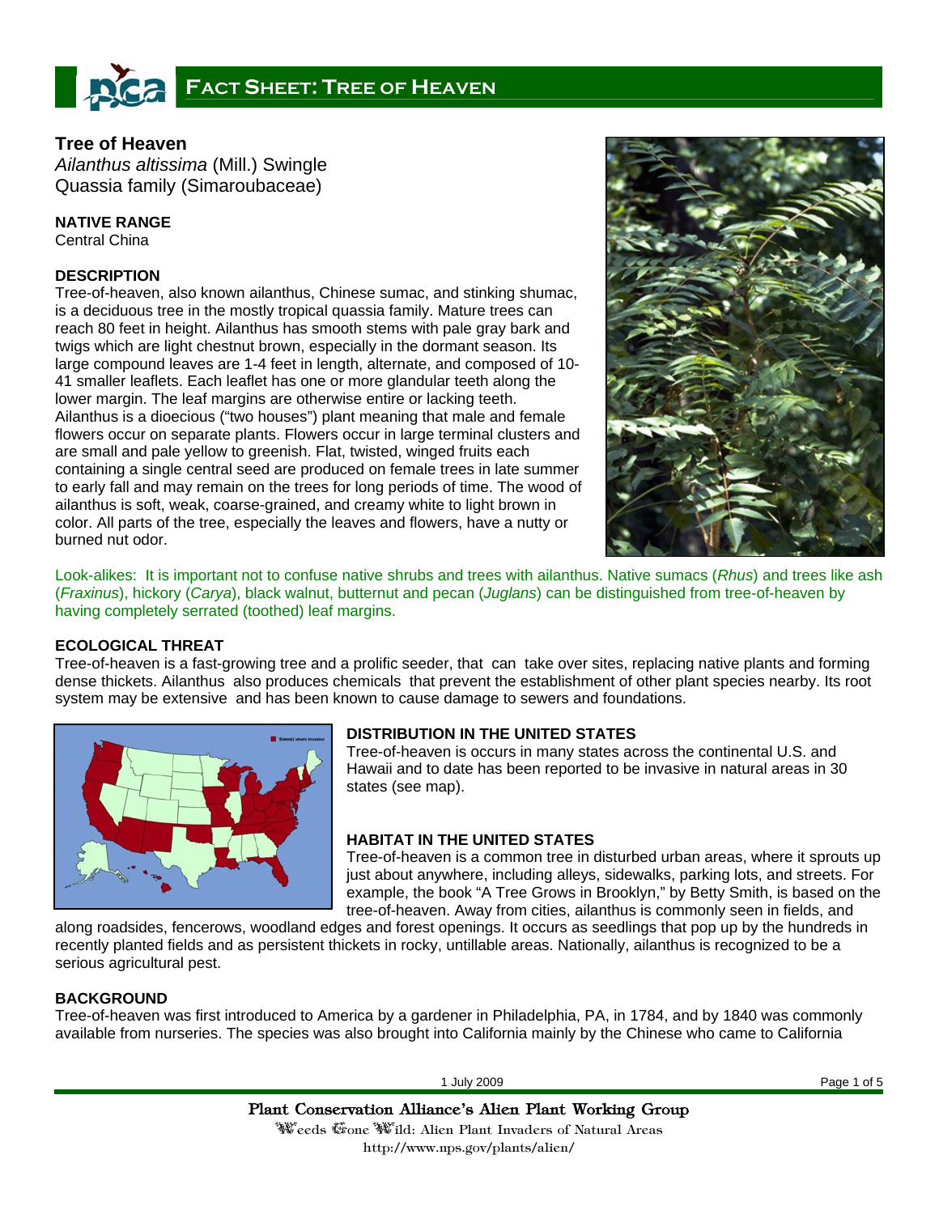# Fact Sheet: Tree of Heaven

## Tree of Heaven

*Ailanthus altissima* (Mill.) Swingle
Quassia family (Simaroubaceae)

### NATIVE RANGE

Central China

### DESCRIPTION

Tree-of-heaven, also known ailanthus, Chinese sumac, and stinking shumac, is a deciduous tree in the mostly tropical quassia family. Mature trees can reach 80 feet in height. Ailanthus has smooth stems with pale gray bark and twigs which are light chestnut brown, especially in the dormant season. Its large compound leaves are 1-4 feet in length, alternate, and composed of 10-41 smaller leaflets. Each leaflet has one or more glandular teeth along the lower margin. The leaf margins are otherwise entire or lacking teeth. Ailanthus is a dioecious ("two houses") plant meaning that male and female flowers occur on separate plants. Flowers occur in large terminal clusters and are small and pale yellow to greenish. Flat, twisted, winged fruits each containing a single central seed are produced on female trees in late summer to early fall and may remain on the trees for long periods of time. The wood of ailanthus is soft, weak, coarse-grained, and creamy white to light brown in color. All parts of the tree, especially the leaves and flowers, have a nutty or burned nut odor.

Look-alikes: It is important not to confuse native shrubs and trees with ailanthus. Native sumacs (*Rhus*) and trees like ash (*Fraxinus*), hickory (*Carya*), black walnut, butternut and pecan (*Juglans*) can be distinguished from tree-of-heaven by having completely serrated (toothed) leaf margins.

### ECOLOGICAL THREAT

Tree-of-heaven is a fast-growing tree and a prolific seeder, that can take over sites, replacing native plants and forming dense thickets. Ailanthus also produces chemicals that prevent the establishment of other plant species nearby. Its root system may be extensive and has been known to cause damage to sewers and foundations.

### DISTRIBUTION IN THE UNITED STATES

Tree-of-heaven is occurs in many states across the continental U.S. and Hawaii and to date has been reported to be invasive in natural areas in 30 states (see map).

### HABITAT IN THE UNITED STATES

Tree-of-heaven is a common tree in disturbed urban areas, where it sprouts up just about anywhere, including alleys, sidewalks, parking lots, and streets. For example, the book "A Tree Grows in Brooklyn," by Betty Smith, is based on the tree-of-heaven. Away from cities, ailanthus is commonly seen in fields, and along roadsides, fencerows, woodland edges and forest openings. It occurs as seedlings that pop up by the hundreds in recently planted fields and as persistent thickets in rocky, untillable areas. Nationally, ailanthus is recognized to be a serious agricultural pest.

### BACKGROUND

Tree-of-heaven was first introduced to America by a gardener in Philadelphia, PA, in 1784, and by 1840 was commonly available from nurseries. The species was also brought into California mainly by the Chinese who came to California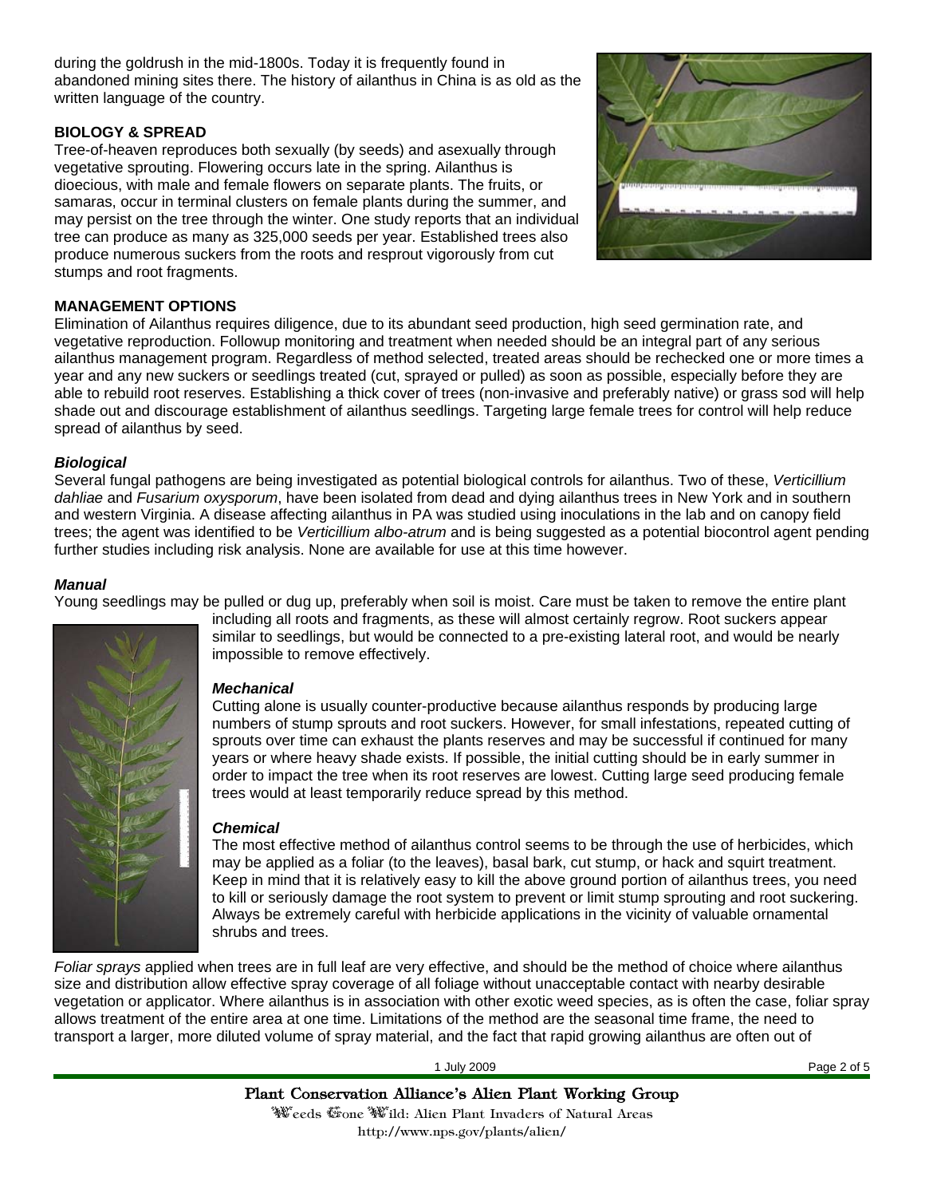during the goldrush in the mid-1800s. Today it is frequently found in abandoned mining sites there. The history of ailanthus in China is as old as the written language of the country.

## BIOLOGY & SPREAD

Tree-of-heaven reproduces both sexually (by seeds) and asexually through vegetative sprouting. Flowering occurs late in the spring. Ailanthus is dioecious, with male and female flowers on separate plants. The fruits, or samaras, occur in terminal clusters on female plants during the summer, and may persist on the tree through the winter. One study reports that an individual tree can produce as many as 325,000 seeds per year. Established trees also produce numerous suckers from the roots and resprout vigorously from cut stumps and root fragments.

## MANAGEMENT OPTIONS

Elimination of Ailanthus requires diligence, due to its abundant seed production, high seed germination rate, and vegetative reproduction. Followup monitoring and treatment when needed should be an integral part of any serious ailanthus management program. Regardless of method selected, treated areas should be rechecked one or more times a year and any new suckers or seedlings treated (cut, sprayed or pulled) as soon as possible, especially before they are able to rebuild root reserves. Establishing a thick cover of trees (non-invasive and preferably native) or grass sod will help shade out and discourage establishment of ailanthus seedlings. Targeting large female trees for control will help reduce spread of ailanthus by seed.

### *Biological*

Several fungal pathogens are being investigated as potential biological controls for ailanthus. Two of these, *Verticillium dahliae* and *Fusarium oxysporum*, have been isolated from dead and dying ailanthus trees in New York and in southern and western Virginia. A disease affecting ailanthus in PA was studied using inoculations in the lab and on canopy field trees; the agent was identified to be *Verticillium albo-atrum* and is being suggested as a potential biocontrol agent pending further studies including risk analysis. None are available for use at this time however.

### *Manual*

Young seedlings may be pulled or dug up, preferably when soil is moist. Care must be taken to remove the entire plant including all roots and fragments, as these will almost certainly regrow. Root suckers appear similar to seedlings, but would be connected to a pre-existing lateral root, and would be nearly impossible to remove effectively.

### *Mechanical*

Cutting alone is usually counter-productive because ailanthus responds by producing large numbers of stump sprouts and root suckers. However, for small infestations, repeated cutting of sprouts over time can exhaust the plants reserves and may be successful if continued for many years or where heavy shade exists. If possible, the initial cutting should be in early summer in order to impact the tree when its root reserves are lowest. Cutting large seed producing female trees would at least temporarily reduce spread by this method.

### *Chemical*

The most effective method of ailanthus control seems to be through the use of herbicides, which may be applied as a foliar (to the leaves), basal bark, cut stump, or hack and squirt treatment. Keep in mind that it is relatively easy to kill the above ground portion of ailanthus trees, you need to kill or seriously damage the root system to prevent or limit stump sprouting and root suckering. Always be extremely careful with herbicide applications in the vicinity of valuable ornamental shrubs and trees.

*Foliar sprays* applied when trees are in full leaf are very effective, and should be the method of choice where ailanthus size and distribution allow effective spray coverage of all foliage without unacceptable contact with nearby desirable vegetation or applicator. Where ailanthus is in association with other exotic weed species, as is often the case, foliar spray allows treatment of the entire area at one time. Limitations of the method are the seasonal time frame, the need to transport a larger, more diluted volume of spray material, and the fact that rapid growing ailanthus are often out of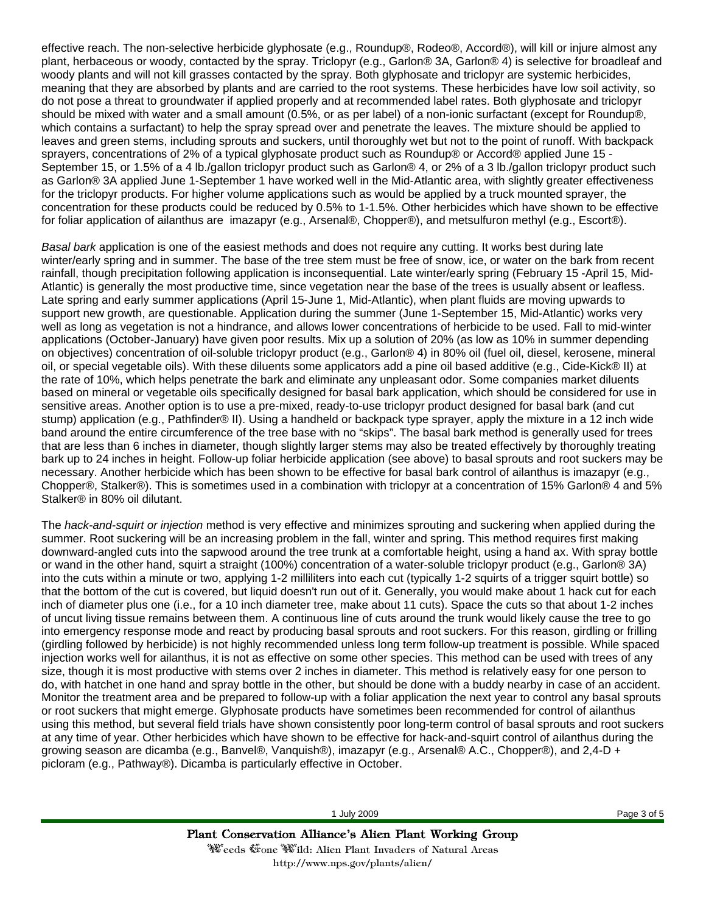effective reach. The non-selective herbicide glyphosate (e.g., Roundup®, Rodeo®, Accord®), will kill or injure almost any plant, herbaceous or woody, contacted by the spray. Triclopyr (e.g., Garlon® 3A, Garlon® 4) is selective for broadleaf and woody plants and will not kill grasses contacted by the spray. Both glyphosate and triclopyr are systemic herbicides, meaning that they are absorbed by plants and are carried to the root systems. These herbicides have low soil activity, so do not pose a threat to groundwater if applied properly and at recommended label rates. Both glyphosate and triclopyr should be mixed with water and a small amount (0.5%, or as per label) of a non-ionic surfactant (except for Roundup®, which contains a surfactant) to help the spray spread over and penetrate the leaves. The mixture should be applied to leaves and green stems, including sprouts and suckers, until thoroughly wet but not to the point of runoff. With backpack sprayers, concentrations of 2% of a typical glyphosate product such as Roundup® or Accord® applied June 15 - September 15, or 1.5% of a 4 lb./gallon triclopyr product such as Garlon® 4, or 2% of a 3 lb./gallon triclopyr product such as Garlon® 3A applied June 1-September 1 have worked well in the Mid-Atlantic area, with slightly greater effectiveness for the triclopyr products. For higher volume applications such as would be applied by a truck mounted sprayer, the concentration for these products could be reduced by 0.5% to 1-1.5%. Other herbicides which have shown to be effective for foliar application of ailanthus are imazapyr (e.g., Arsenal®, Chopper®), and metsulfuron methyl (e.g., Escort®).

*Basal bark* application is one of the easiest methods and does not require any cutting. It works best during late winter/early spring and in summer. The base of the tree stem must be free of snow, ice, or water on the bark from recent rainfall, though precipitation following application is inconsequential. Late winter/early spring (February 15 -April 15, Mid-Atlantic) is generally the most productive time, since vegetation near the base of the trees is usually absent or leafless. Late spring and early summer applications (April 15-June 1, Mid-Atlantic), when plant fluids are moving upwards to support new growth, are questionable. Application during the summer (June 1-September 15, Mid-Atlantic) works very well as long as vegetation is not a hindrance, and allows lower concentrations of herbicide to be used. Fall to mid-winter applications (October-January) have given poor results. Mix up a solution of 20% (as low as 10% in summer depending on objectives) concentration of oil-soluble triclopyr product (e.g., Garlon® 4) in 80% oil (fuel oil, diesel, kerosene, mineral oil, or special vegetable oils). With these diluents some applicators add a pine oil based additive (e.g., Cide-Kick® II) at the rate of 10%, which helps penetrate the bark and eliminate any unpleasant odor. Some companies market diluents based on mineral or vegetable oils specifically designed for basal bark application, which should be considered for use in sensitive areas. Another option is to use a pre-mixed, ready-to-use triclopyr product designed for basal bark (and cut stump) application (e.g., Pathfinder® II). Using a handheld or backpack type sprayer, apply the mixture in a 12 inch wide band around the entire circumference of the tree base with no "skips". The basal bark method is generally used for trees that are less than 6 inches in diameter, though slightly larger stems may also be treated effectively by thoroughly treating bark up to 24 inches in height. Follow-up foliar herbicide application (see above) to basal sprouts and root suckers may be necessary. Another herbicide which has been shown to be effective for basal bark control of ailanthus is imazapyr (e.g., Chopper®, Stalker®). This is sometimes used in a combination with triclopyr at a concentration of 15% Garlon® 4 and 5% Stalker® in 80% oil dilutant.

The *hack-and-squirt or injection* method is very effective and minimizes sprouting and suckering when applied during the summer. Root suckering will be an increasing problem in the fall, winter and spring. This method requires first making downward-angled cuts into the sapwood around the tree trunk at a comfortable height, using a hand ax. With spray bottle or wand in the other hand, squirt a straight (100%) concentration of a water-soluble triclopyr product (e.g., Garlon® 3A) into the cuts within a minute or two, applying 1-2 milliliters into each cut (typically 1-2 squirts of a trigger squirt bottle) so that the bottom of the cut is covered, but liquid doesn't run out of it. Generally, you would make about 1 hack cut for each inch of diameter plus one (i.e., for a 10 inch diameter tree, make about 11 cuts). Space the cuts so that about 1-2 inches of uncut living tissue remains between them. A continuous line of cuts around the trunk would likely cause the tree to go into emergency response mode and react by producing basal sprouts and root suckers. For this reason, girdling or frilling (girdling followed by herbicide) is not highly recommended unless long term follow-up treatment is possible. While spaced injection works well for ailanthus, it is not as effective on some other species. This method can be used with trees of any size, though it is most productive with stems over 2 inches in diameter. This method is relatively easy for one person to do, with hatchet in one hand and spray bottle in the other, but should be done with a buddy nearby in case of an accident. Monitor the treatment area and be prepared to follow-up with a foliar application the next year to control any basal sprouts or root suckers that might emerge. Glyphosate products have sometimes been recommended for control of ailanthus using this method, but several field trials have shown consistently poor long-term control of basal sprouts and root suckers at any time of year. Other herbicides which have shown to be effective for hack-and-squirt control of ailanthus during the growing season are dicamba (e.g., Banvel®, Vanquish®), imazapyr (e.g., Arsenal® A.C., Chopper®), and 2,4-D + picloram (e.g., Pathway®). Dicamba is particularly effective in October.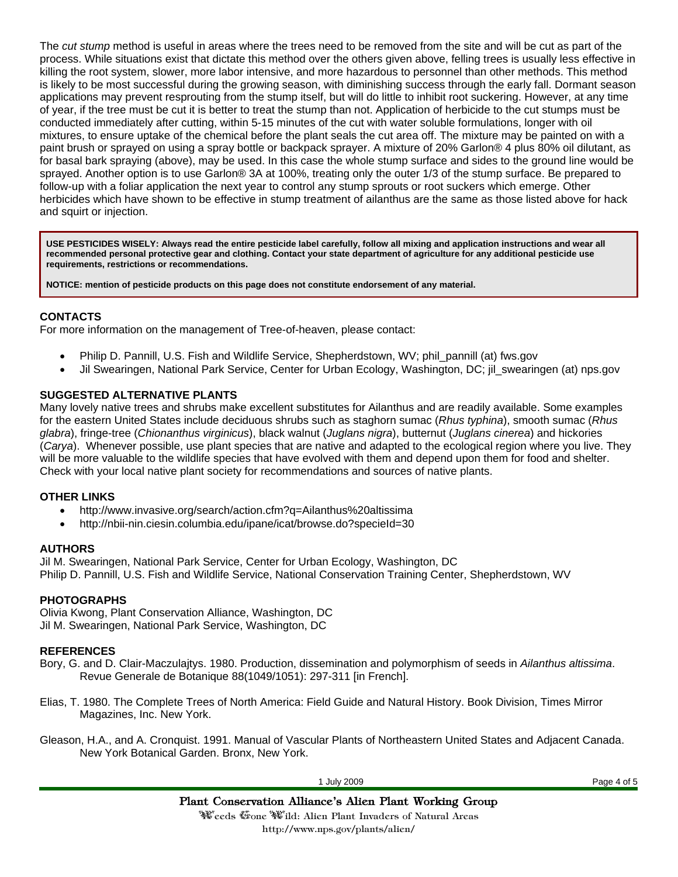The *cut stump* method is useful in areas where the trees need to be removed from the site and will be cut as part of the process. While situations exist that dictate this method over the others given above, felling trees is usually less effective in killing the root system, slower, more labor intensive, and more hazardous to personnel than other methods. This method is likely to be most successful during the growing season, with diminishing success through the early fall. Dormant season applications may prevent resprouting from the stump itself, but will do little to inhibit root suckering. However, at any time of year, if the tree must be cut it is better to treat the stump than not. Application of herbicide to the cut stumps must be conducted immediately after cutting, within 5-15 minutes of the cut with water soluble formulations, longer with oil mixtures, to ensure uptake of the chemical before the plant seals the cut area off. The mixture may be painted on with a paint brush or sprayed on using a spray bottle or backpack sprayer. A mixture of 20% Garlon® 4 plus 80% oil dilutant, as for basal bark spraying (above), may be used. In this case the whole stump surface and sides to the ground line would be sprayed. Another option is to use Garlon® 3A at 100%, treating only the outer 1/3 of the stump surface. Be prepared to follow-up with a foliar application the next year to control any stump sprouts or root suckers which emerge. Other herbicides which have shown to be effective in stump treatment of ailanthus are the same as those listed above for hack and squirt or injection.

**USE PESTICIDES WISELY: Always read the entire pesticide label carefully, follow all mixing and application instructions and wear all recommended personal protective gear and clothing. Contact your state department of agriculture for any additional pesticide use requirements, restrictions or recommendations.**

**NOTICE: mention of pesticide products on this page does not constitute endorsement of any material.**

## CONTACTS

For more information on the management of Tree-of-heaven, please contact:

- Philip D. Pannill, U.S. Fish and Wildlife Service, Shepherdstown, WV; phil_pannill (at) fws.gov
- Jil Swearingen, National Park Service, Center for Urban Ecology, Washington, DC; jil_swearingen (at) nps.gov

## SUGGESTED ALTERNATIVE PLANTS

Many lovely native trees and shrubs make excellent substitutes for Ailanthus and are readily available. Some examples for the eastern United States include deciduous shrubs such as staghorn sumac (*Rhus typhina*), smooth sumac (*Rhus glabra*), fringe-tree (*Chionanthus virginicus*), black walnut (*Juglans nigra*), butternut (*Juglans cinerea*) and hickories (*Carya*). Whenever possible, use plant species that are native and adapted to the ecological region where you live. They will be more valuable to the wildlife species that have evolved with them and depend upon them for food and shelter. Check with your local native plant society for recommendations and sources of native plants.

## OTHER LINKS

- http://www.invasive.org/search/action.cfm?q=Ailanthus%20altissima
- http://nbii-nin.ciesin.columbia.edu/ipane/icat/browse.do?specieId=30

## AUTHORS

Jil M. Swearingen, National Park Service, Center for Urban Ecology, Washington, DC
Philip D. Pannill, U.S. Fish and Wildlife Service, National Conservation Training Center, Shepherdstown, WV

## PHOTOGRAPHS

Olivia Kwong, Plant Conservation Alliance, Washington, DC
Jil M. Swearingen, National Park Service, Washington, DC

## REFERENCES

Bory, G. and D. Clair-Maczulajtys. 1980. Production, dissemination and polymorphism of seeds in *Ailanthus altissima*. Revue Generale de Botanique 88(1049/1051): 297-311 [in French].

Elias, T. 1980. The Complete Trees of North America: Field Guide and Natural History. Book Division, Times Mirror Magazines, Inc. New York.

Gleason, H.A., and A. Cronquist. 1991. Manual of Vascular Plants of Northeastern United States and Adjacent Canada. New York Botanical Garden. Bronx, New York.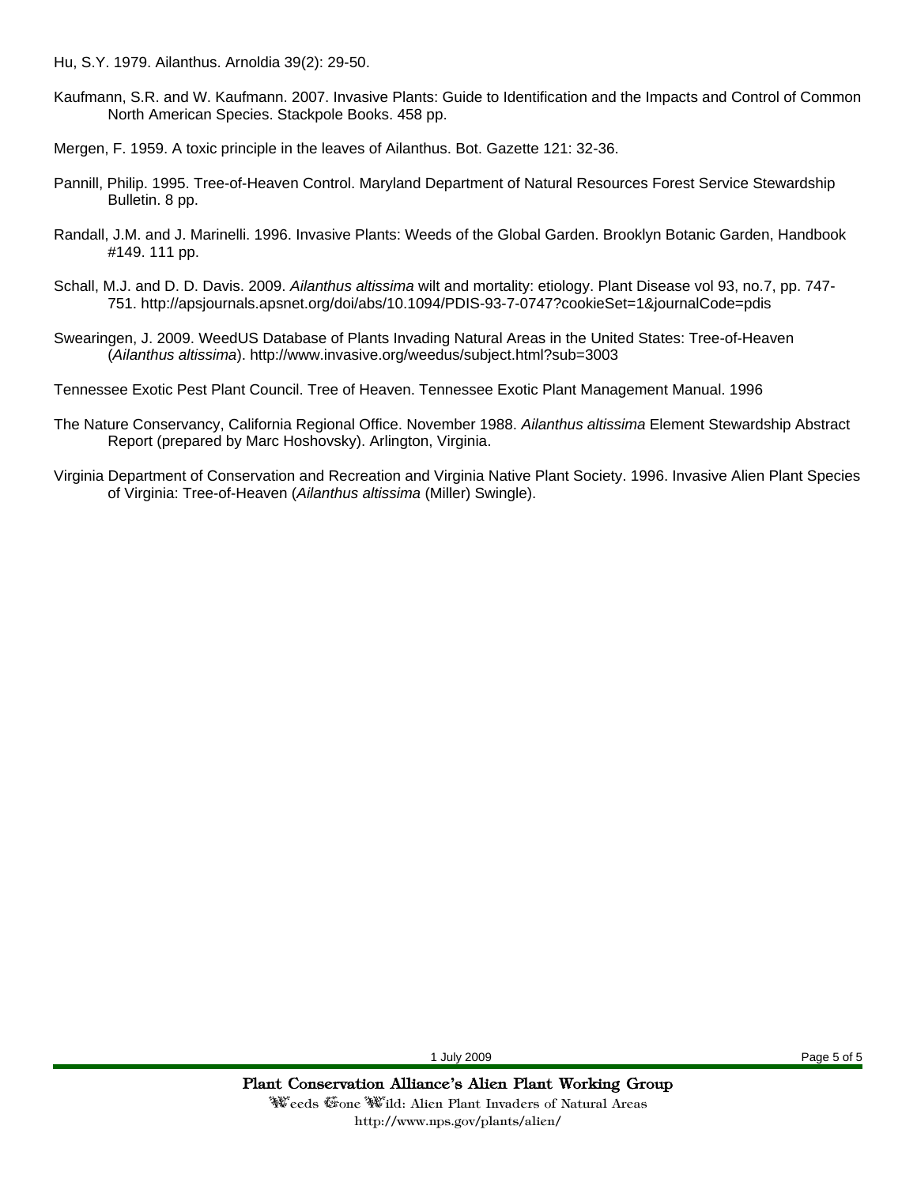Hu, S.Y. 1979. Ailanthus. Arnoldia 39(2): 29-50.

Kaufmann, S.R. and W. Kaufmann. 2007. Invasive Plants: Guide to Identification and the Impacts and Control of Common North American Species. Stackpole Books. 458 pp.

Mergen, F. 1959. A toxic principle in the leaves of Ailanthus. Bot. Gazette 121: 32-36.

Pannill, Philip. 1995. Tree-of-Heaven Control. Maryland Department of Natural Resources Forest Service Stewardship Bulletin. 8 pp.

Randall, J.M. and J. Marinelli. 1996. Invasive Plants: Weeds of the Global Garden. Brooklyn Botanic Garden, Handbook #149. 111 pp.

Schall, M.J. and D. D. Davis. 2009. *Ailanthus altissima* wilt and mortality: etiology. Plant Disease vol 93, no.7, pp. 747-751. http://apsjournals.apsnet.org/doi/abs/10.1094/PDIS-93-7-0747?cookieSet=1&journalCode=pdis

Swearingen, J. 2009. WeedUS Database of Plants Invading Natural Areas in the United States: Tree-of-Heaven (*Ailanthus altissima*). http://www.invasive.org/weedus/subject.html?sub=3003

Tennessee Exotic Pest Plant Council. Tree of Heaven. Tennessee Exotic Plant Management Manual. 1996

The Nature Conservancy, California Regional Office. November 1988. *Ailanthus altissima* Element Stewardship Abstract Report (prepared by Marc Hoshovsky). Arlington, Virginia.

Virginia Department of Conservation and Recreation and Virginia Native Plant Society. 1996. Invasive Alien Plant Species of Virginia: Tree-of-Heaven (*Ailanthus altissima* (Miller) Swingle).